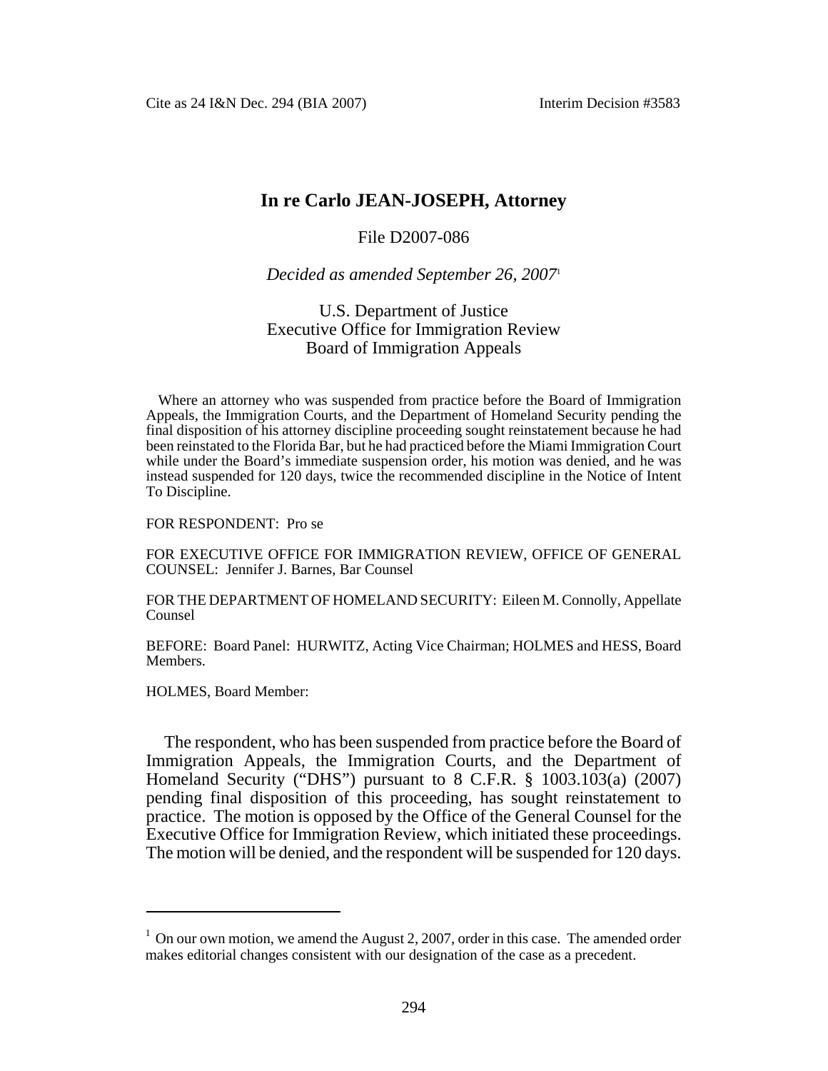# In re Carlo JEAN-JOSEPH, Attorney

File D2007-086

*Decided as amended September 26, 2007*[1]

U.S. Department of Justice
Executive Office for Immigration Review
Board of Immigration Appeals

Where an attorney who was suspended from practice before the Board of Immigration Appeals, the Immigration Courts, and the Department of Homeland Security pending the final disposition of his attorney discipline proceeding sought reinstatement because he had been reinstated to the Florida Bar, but he had practiced before the Miami Immigration Court while under the Board's immediate suspension order, his motion was denied, and he was instead suspended for 120 days, twice the recommended discipline in the Notice of Intent To Discipline.

FOR RESPONDENT: Pro se

FOR EXECUTIVE OFFICE FOR IMMIGRATION REVIEW, OFFICE OF GENERAL COUNSEL: Jennifer J. Barnes, Bar Counsel

FOR THE DEPARTMENT OF HOMELAND SECURITY: Eileen M. Connolly, Appellate Counsel

BEFORE: Board Panel: HURWITZ, Acting Vice Chairman; HOLMES and HESS, Board Members.

HOLMES, Board Member:

The respondent, who has been suspended from practice before the Board of Immigration Appeals, the Immigration Courts, and the Department of Homeland Security ("DHS") pursuant to 8 C.F.R. § 1003.103(a) (2007) pending final disposition of this proceeding, has sought reinstatement to practice. The motion is opposed by the Office of the General Counsel for the Executive Office for Immigration Review, which initiated these proceedings. The motion will be denied, and the respondent will be suspended for 120 days.

---

[1] On our own motion, we amend the August 2, 2007, order in this case. The amended order makes editorial changes consistent with our designation of the case as a precedent.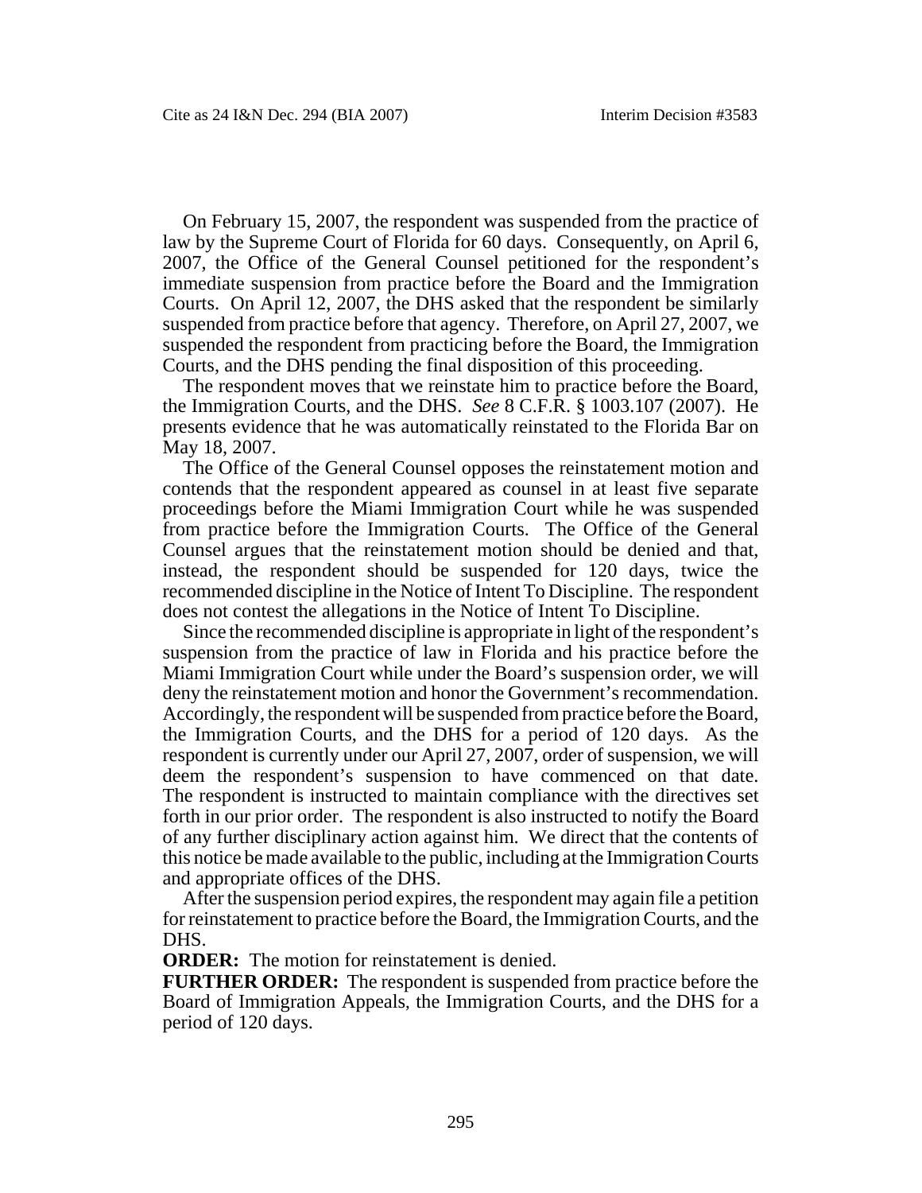On February 15, 2007, the respondent was suspended from the practice of law by the Supreme Court of Florida for 60 days. Consequently, on April 6, 2007, the Office of the General Counsel petitioned for the respondent's immediate suspension from practice before the Board and the Immigration Courts. On April 12, 2007, the DHS asked that the respondent be similarly suspended from practice before that agency. Therefore, on April 27, 2007, we suspended the respondent from practicing before the Board, the Immigration Courts, and the DHS pending the final disposition of this proceeding.

The respondent moves that we reinstate him to practice before the Board, the Immigration Courts, and the DHS. *See* 8 C.F.R. § 1003.107 (2007). He presents evidence that he was automatically reinstated to the Florida Bar on May 18, 2007.

The Office of the General Counsel opposes the reinstatement motion and contends that the respondent appeared as counsel in at least five separate proceedings before the Miami Immigration Court while he was suspended from practice before the Immigration Courts. The Office of the General Counsel argues that the reinstatement motion should be denied and that, instead, the respondent should be suspended for 120 days, twice the recommended discipline in the Notice of Intent To Discipline. The respondent does not contest the allegations in the Notice of Intent To Discipline.

Since the recommended discipline is appropriate in light of the respondent's suspension from the practice of law in Florida and his practice before the Miami Immigration Court while under the Board's suspension order, we will deny the reinstatement motion and honor the Government's recommendation. Accordingly, the respondent will be suspended from practice before the Board, the Immigration Courts, and the DHS for a period of 120 days. As the respondent is currently under our April 27, 2007, order of suspension, we will deem the respondent's suspension to have commenced on that date. The respondent is instructed to maintain compliance with the directives set forth in our prior order. The respondent is also instructed to notify the Board of any further disciplinary action against him. We direct that the contents of this notice be made available to the public, including at the Immigration Courts and appropriate offices of the DHS.

After the suspension period expires, the respondent may again file a petition for reinstatement to practice before the Board, the Immigration Courts, and the DHS.

**ORDER:** The motion for reinstatement is denied.

**FURTHER ORDER:** The respondent is suspended from practice before the Board of Immigration Appeals, the Immigration Courts, and the DHS for a period of 120 days.